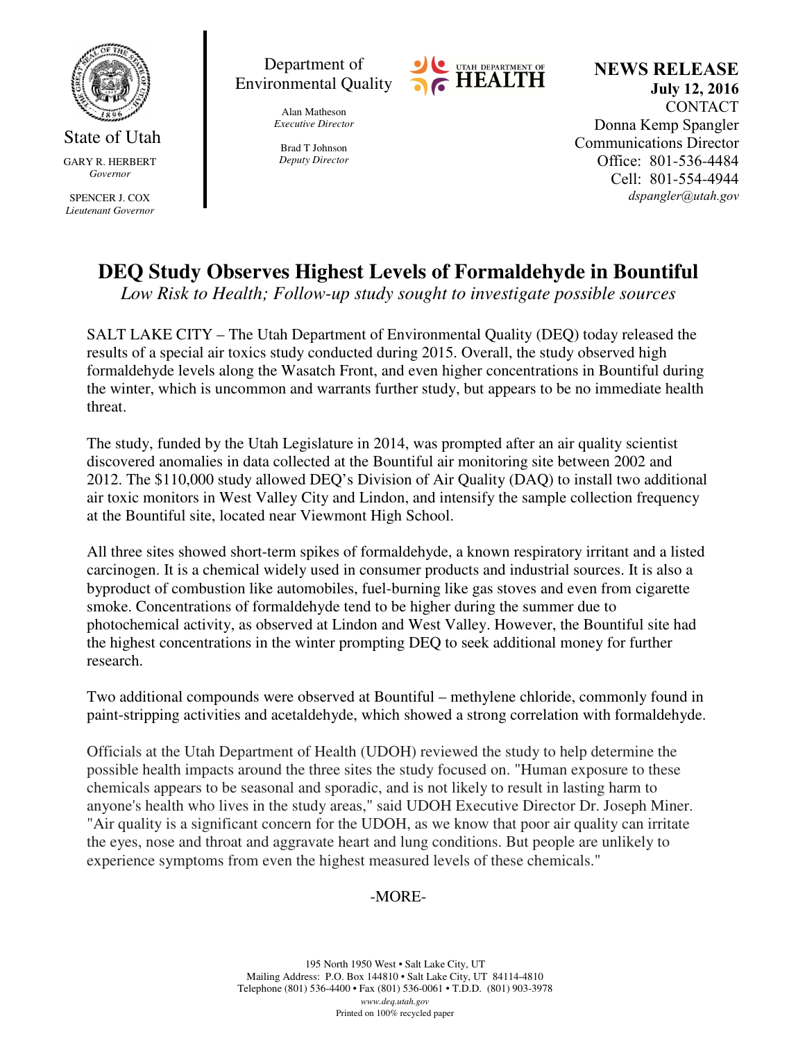State of Utah

GARY R. HERBERT
*Governor*

SPENCER J. COX
*Lieutenant Governor*

Department of Environmental Quality

Alan Matheson
*Executive Director*

Brad T Johnson
*Deputy Director*

UTAH DEPARTMENT OF HEALTH

**NEWS RELEASE**
**July 12, 2016**
CONTACT
Donna Kemp Spangler
Communications Director
Office: 801-536-4484
Cell: 801-554-4944
*dspangler@utah.gov*

# DEQ Study Observes Highest Levels of Formaldehyde in Bountiful

*Low Risk to Health; Follow-up study sought to investigate possible sources*

SALT LAKE CITY – The Utah Department of Environmental Quality (DEQ) today released the results of a special air toxics study conducted during 2015. Overall, the study observed high formaldehyde levels along the Wasatch Front, and even higher concentrations in Bountiful during the winter, which is uncommon and warrants further study, but appears to be no immediate health threat.

The study, funded by the Utah Legislature in 2014, was prompted after an air quality scientist discovered anomalies in data collected at the Bountiful air monitoring site between 2002 and 2012. The $110,000 study allowed DEQ's Division of Air Quality (DAQ) to install two additional air toxic monitors in West Valley City and Lindon, and intensify the sample collection frequency at the Bountiful site, located near Viewmont High School.

All three sites showed short-term spikes of formaldehyde, a known respiratory irritant and a listed carcinogen. It is a chemical widely used in consumer products and industrial sources. It is also a byproduct of combustion like automobiles, fuel-burning like gas stoves and even from cigarette smoke. Concentrations of formaldehyde tend to be higher during the summer due to photochemical activity, as observed at Lindon and West Valley. However, the Bountiful site had the highest concentrations in the winter prompting DEQ to seek additional money for further research.

Two additional compounds were observed at Bountiful – methylene chloride, commonly found in paint-stripping activities and acetaldehyde, which showed a strong correlation with formaldehyde.

Officials at the Utah Department of Health (UDOH) reviewed the study to help determine the possible health impacts around the three sites the study focused on. "Human exposure to these chemicals appears to be seasonal and sporadic, and is not likely to result in lasting harm to anyone's health who lives in the study areas," said UDOH Executive Director Dr. Joseph Miner. "Air quality is a significant concern for the UDOH, as we know that poor air quality can irritate the eyes, nose and throat and aggravate heart and lung conditions. But people are unlikely to experience symptoms from even the highest measured levels of these chemicals."

-MORE-

195 North 1950 West • Salt Lake City, UT
Mailing Address: P.O. Box 144810 • Salt Lake City, UT 84114-4810
Telephone (801) 536-4400 • Fax (801) 536-0061 • T.D.D. (801) 903-3978
*www.deq.utah.gov*
Printed on 100% recycled paper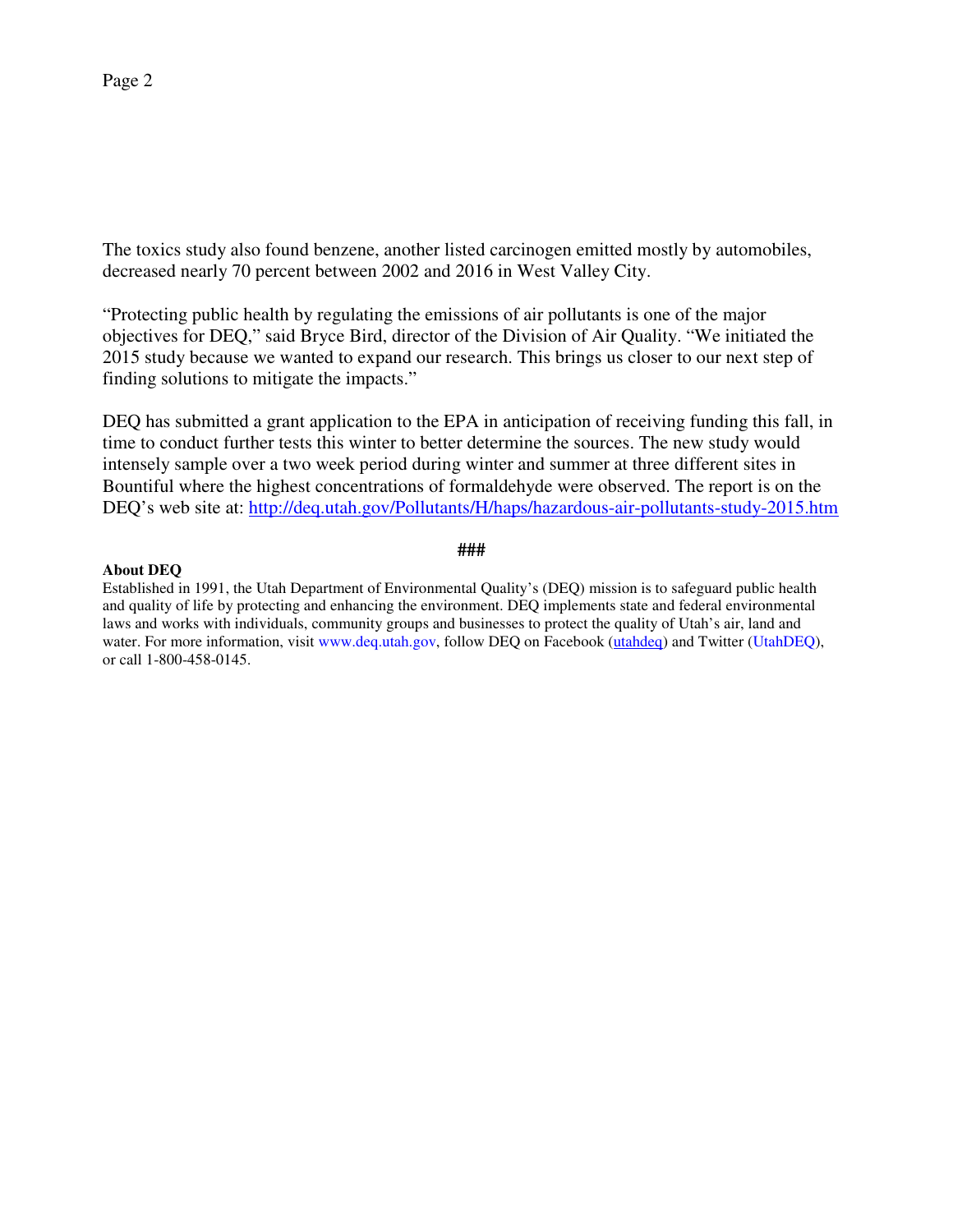The toxics study also found benzene, another listed carcinogen emitted mostly by automobiles, decreased nearly 70 percent between 2002 and 2016 in West Valley City.

"Protecting public health by regulating the emissions of air pollutants is one of the major objectives for DEQ," said Bryce Bird, director of the Division of Air Quality. "We initiated the 2015 study because we wanted to expand our research. This brings us closer to our next step of finding solutions to mitigate the impacts."

DEQ has submitted a grant application to the EPA in anticipation of receiving funding this fall, in time to conduct further tests this winter to better determine the sources. The new study would intensely sample over a two week period during winter and summer at three different sites in Bountiful where the highest concentrations of formaldehyde were observed. The report is on the DEQ's web site at: http://deq.utah.gov/Pollutants/H/haps/hazardous-air-pollutants-study-2015.htm

###

**About DEQ**

Established in 1991, the Utah Department of Environmental Quality's (DEQ) mission is to safeguard public health and quality of life by protecting and enhancing the environment. DEQ implements state and federal environmental laws and works with individuals, community groups and businesses to protect the quality of Utah's air, land and water. For more information, visit www.deq.utah.gov, follow DEQ on Facebook (utahdeq) and Twitter (UtahDEQ), or call 1-800-458-0145.